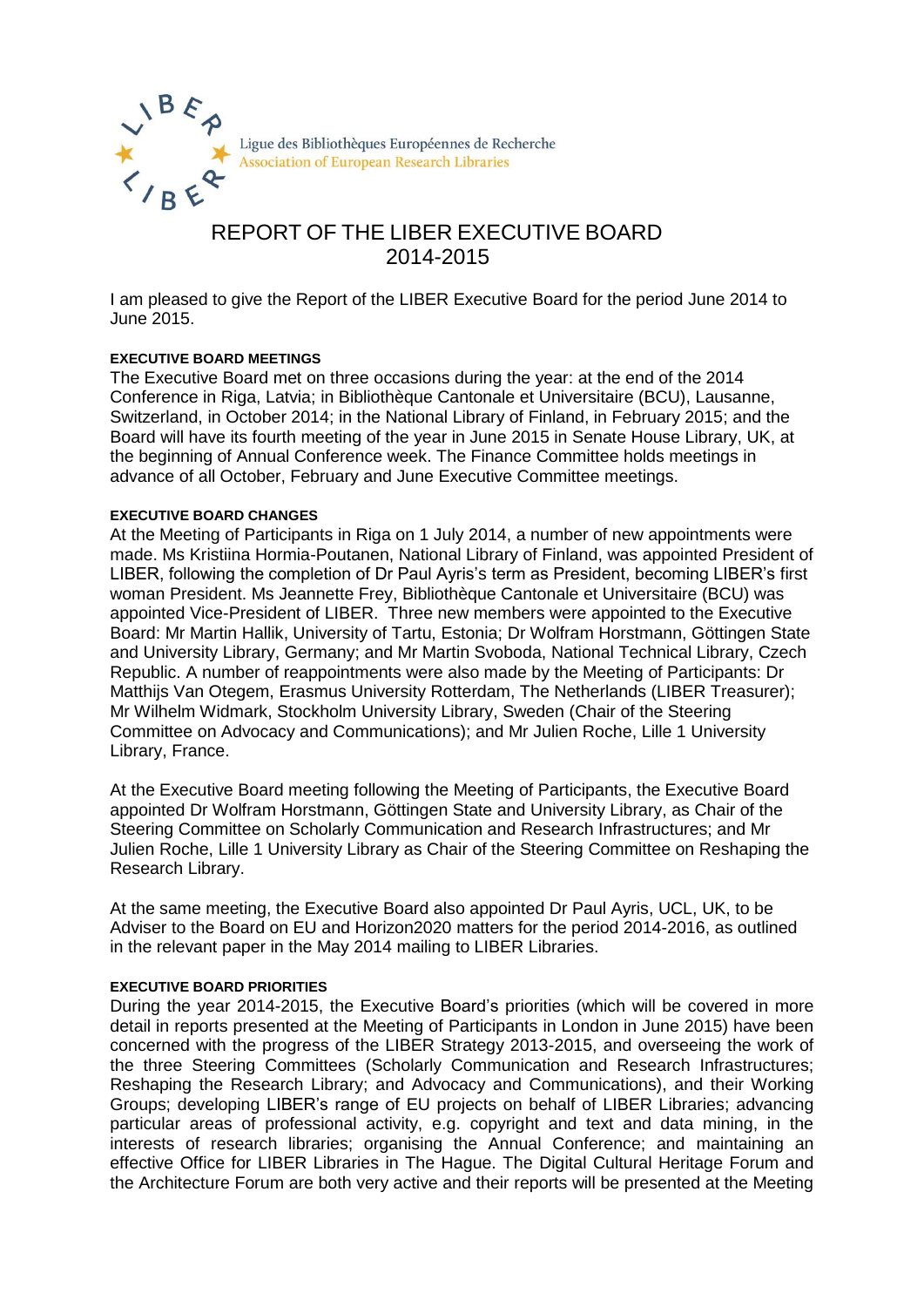Ligue des Bibliothèques Européennes de Recherche
Association of European Research Libraries

# REPORT OF THE LIBER EXECUTIVE BOARD 2014-2015

I am pleased to give the Report of the LIBER Executive Board for the period June 2014 to June 2015.

**EXECUTIVE BOARD MEETINGS**

The Executive Board met on three occasions during the year: at the end of the 2014 Conference in Riga, Latvia; in Bibliothèque Cantonale et Universitaire (BCU), Lausanne, Switzerland, in October 2014; in the National Library of Finland, in February 2015; and the Board will have its fourth meeting of the year in June 2015 in Senate House Library, UK, at the beginning of Annual Conference week. The Finance Committee holds meetings in advance of all October, February and June Executive Committee meetings.

**EXECUTIVE BOARD CHANGES**

At the Meeting of Participants in Riga on 1 July 2014, a number of new appointments were made. Ms Kristiina Hormia-Poutanen, National Library of Finland, was appointed President of LIBER, following the completion of Dr Paul Ayris's term as President, becoming LIBER's first woman President. Ms Jeannette Frey, Bibliothèque Cantonale et Universitaire (BCU) was appointed Vice-President of LIBER. Three new members were appointed to the Executive Board: Mr Martin Hallik, University of Tartu, Estonia; Dr Wolfram Horstmann, Göttingen State and University Library, Germany; and Mr Martin Svoboda, National Technical Library, Czech Republic. A number of reappointments were also made by the Meeting of Participants: Dr Matthijs Van Otegem, Erasmus University Rotterdam, The Netherlands (LIBER Treasurer); Mr Wilhelm Widmark, Stockholm University Library, Sweden (Chair of the Steering Committee on Advocacy and Communications); and Mr Julien Roche, Lille 1 University Library, France.

At the Executive Board meeting following the Meeting of Participants, the Executive Board appointed Dr Wolfram Horstmann, Göttingen State and University Library, as Chair of the Steering Committee on Scholarly Communication and Research Infrastructures; and Mr Julien Roche, Lille 1 University Library as Chair of the Steering Committee on Reshaping the Research Library.

At the same meeting, the Executive Board also appointed Dr Paul Ayris, UCL, UK, to be Adviser to the Board on EU and Horizon2020 matters for the period 2014-2016, as outlined in the relevant paper in the May 2014 mailing to LIBER Libraries.

**EXECUTIVE BOARD PRIORITIES**

During the year 2014-2015, the Executive Board's priorities (which will be covered in more detail in reports presented at the Meeting of Participants in London in June 2015) have been concerned with the progress of the LIBER Strategy 2013-2015, and overseeing the work of the three Steering Committees (Scholarly Communication and Research Infrastructures; Reshaping the Research Library; and Advocacy and Communications), and their Working Groups; developing LIBER's range of EU projects on behalf of LIBER Libraries; advancing particular areas of professional activity, e.g. copyright and text and data mining, in the interests of research libraries; organising the Annual Conference; and maintaining an effective Office for LIBER Libraries in The Hague. The Digital Cultural Heritage Forum and the Architecture Forum are both very active and their reports will be presented at the Meeting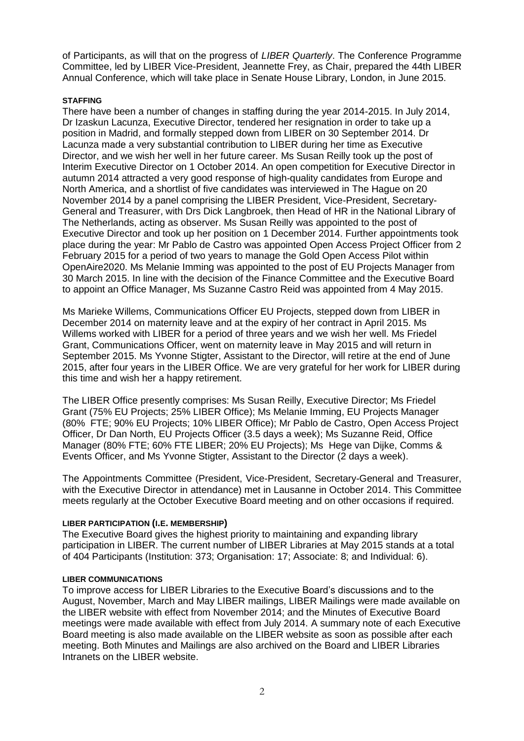of Participants, as will that on the progress of *LIBER Quarterly*. The Conference Programme Committee, led by LIBER Vice-President, Jeannette Frey, as Chair, prepared the 44th LIBER Annual Conference, which will take place in Senate House Library, London, in June 2015.

#### STAFFING

There have been a number of changes in staffing during the year 2014-2015. In July 2014, Dr Izaskun Lacunza, Executive Director, tendered her resignation in order to take up a position in Madrid, and formally stepped down from LIBER on 30 September 2014. Dr Lacunza made a very substantial contribution to LIBER during her time as Executive Director, and we wish her well in her future career. Ms Susan Reilly took up the post of Interim Executive Director on 1 October 2014. An open competition for Executive Director in autumn 2014 attracted a very good response of high-quality candidates from Europe and North America, and a shortlist of five candidates was interviewed in The Hague on 20 November 2014 by a panel comprising the LIBER President, Vice-President, Secretary-General and Treasurer, with Drs Dick Langbroek, then Head of HR in the National Library of The Netherlands, acting as observer. Ms Susan Reilly was appointed to the post of Executive Director and took up her position on 1 December 2014. Further appointments took place during the year: Mr Pablo de Castro was appointed Open Access Project Officer from 2 February 2015 for a period of two years to manage the Gold Open Access Pilot within OpenAire2020. Ms Melanie Imming was appointed to the post of EU Projects Manager from 30 March 2015. In line with the decision of the Finance Committee and the Executive Board to appoint an Office Manager, Ms Suzanne Castro Reid was appointed from 4 May 2015.

Ms Marieke Willems, Communications Officer EU Projects, stepped down from LIBER in December 2014 on maternity leave and at the expiry of her contract in April 2015. Ms Willems worked with LIBER for a period of three years and we wish her well. Ms Friedel Grant, Communications Officer, went on maternity leave in May 2015 and will return in September 2015. Ms Yvonne Stigter, Assistant to the Director, will retire at the end of June 2015, after four years in the LIBER Office. We are very grateful for her work for LIBER during this time and wish her a happy retirement.

The LIBER Office presently comprises: Ms Susan Reilly, Executive Director; Ms Friedel Grant (75% EU Projects; 25% LIBER Office); Ms Melanie Imming, EU Projects Manager (80% FTE; 90% EU Projects; 10% LIBER Office); Mr Pablo de Castro, Open Access Project Officer, Dr Dan North, EU Projects Officer (3.5 days a week); Ms Suzanne Reid, Office Manager (80% FTE; 60% FTE LIBER; 20% EU Projects); Ms Hege van Dijke, Comms & Events Officer, and Ms Yvonne Stigter, Assistant to the Director (2 days a week).

The Appointments Committee (President, Vice-President, Secretary-General and Treasurer, with the Executive Director in attendance) met in Lausanne in October 2014. This Committee meets regularly at the October Executive Board meeting and on other occasions if required.

#### LIBER PARTICIPATION (I.E. MEMBERSHIP)

The Executive Board gives the highest priority to maintaining and expanding library participation in LIBER. The current number of LIBER Libraries at May 2015 stands at a total of 404 Participants (Institution: 373; Organisation: 17; Associate: 8; and Individual: 6).

#### LIBER COMMUNICATIONS

To improve access for LIBER Libraries to the Executive Board's discussions and to the August, November, March and May LIBER mailings, LIBER Mailings were made available on the LIBER website with effect from November 2014; and the Minutes of Executive Board meetings were made available with effect from July 2014. A summary note of each Executive Board meeting is also made available on the LIBER website as soon as possible after each meeting. Both Minutes and Mailings are also archived on the Board and LIBER Libraries Intranets on the LIBER website.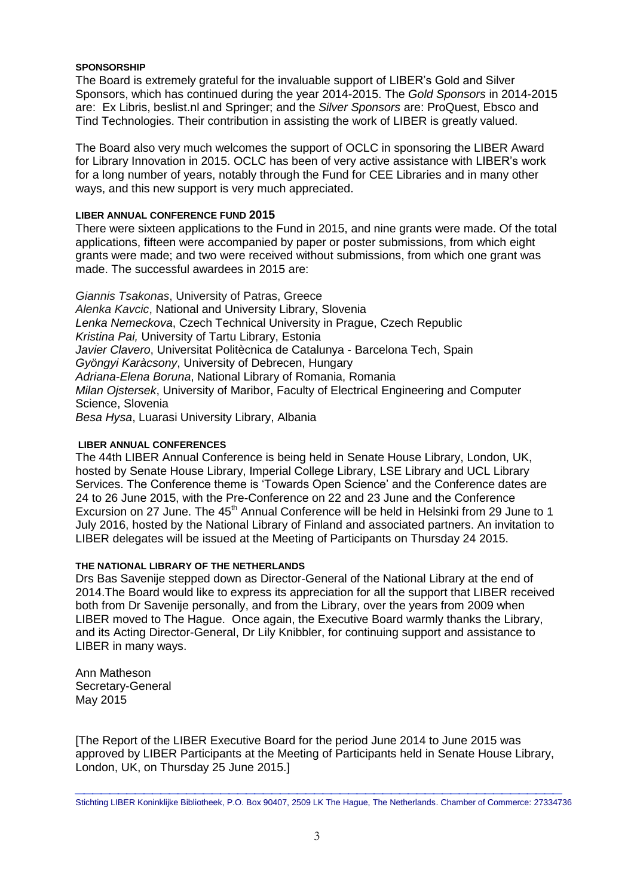#### SPONSORSHIP

The Board is extremely grateful for the invaluable support of LIBER's Gold and Silver Sponsors, which has continued during the year 2014-2015. The *Gold Sponsors* in 2014-2015 are: Ex Libris, beslist.nl and Springer; and the *Silver Sponsors* are: ProQuest, Ebsco and Tind Technologies. Their contribution in assisting the work of LIBER is greatly valued.

The Board also very much welcomes the support of OCLC in sponsoring the LIBER Award for Library Innovation in 2015. OCLC has been of very active assistance with LIBER's work for a long number of years, notably through the Fund for CEE Libraries and in many other ways, and this new support is very much appreciated.

#### LIBER ANNUAL CONFERENCE FUND 2015

There were sixteen applications to the Fund in 2015, and nine grants were made. Of the total applications, fifteen were accompanied by paper or poster submissions, from which eight grants were made; and two were received without submissions, from which one grant was made. The successful awardees in 2015 are:

*Giannis Tsakonas*, University of Patras, Greece
*Alenka Kavcic*, National and University Library, Slovenia
*Lenka Nemeckova*, Czech Technical University in Prague, Czech Republic
*Kristina Pai,* University of Tartu Library, Estonia
*Javier Clavero*, Universitat Politècnica de Catalunya - Barcelona Tech, Spain
*Gyöngyi Karàcsony*, University of Debrecen, Hungary
*Adriana-Elena Boruna*, National Library of Romania, Romania
*Milan Ojstersek*, University of Maribor, Faculty of Electrical Engineering and Computer Science, Slovenia
*Besa Hysa*, Luarasi University Library, Albania

#### LIBER ANNUAL CONFERENCES

The 44th LIBER Annual Conference is being held in Senate House Library, London, UK, hosted by Senate House Library, Imperial College Library, LSE Library and UCL Library Services. The Conference theme is 'Towards Open Science' and the Conference dates are 24 to 26 June 2015, with the Pre-Conference on 22 and 23 June and the Conference Excursion on 27 June. The 45th Annual Conference will be held in Helsinki from 29 June to 1 July 2016, hosted by the National Library of Finland and associated partners. An invitation to LIBER delegates will be issued at the Meeting of Participants on Thursday 24 2015.

#### THE NATIONAL LIBRARY OF THE NETHERLANDS

Drs Bas Savenije stepped down as Director-General of the National Library at the end of 2014.The Board would like to express its appreciation for all the support that LIBER received both from Dr Savenije personally, and from the Library, over the years from 2009 when LIBER moved to The Hague. Once again, the Executive Board warmly thanks the Library, and its Acting Director-General, Dr Lily Knibbler, for continuing support and assistance to LIBER in many ways.

Ann Matheson
Secretary-General
May 2015

[The Report of the LIBER Executive Board for the period June 2014 to June 2015 was approved by LIBER Participants at the Meeting of Participants held in Senate House Library, London, UK, on Thursday 25 June 2015.]

Stichting LIBER Koninklijke Bibliotheek, P.O. Box 90407, 2509 LK The Hague, The Netherlands. Chamber of Commerce: 27334736